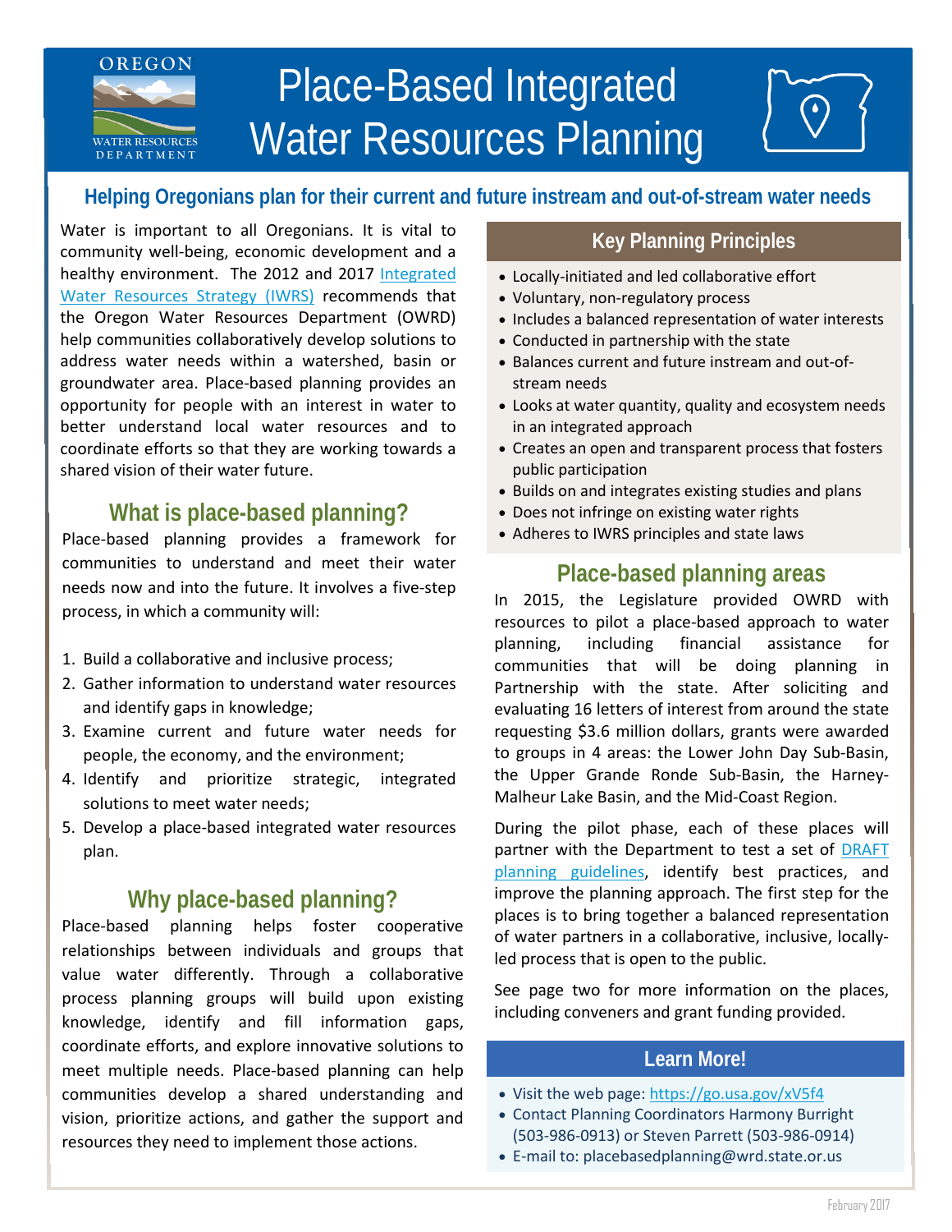# Place-Based Integrated Water Resources Planning

OREGON WATER RESOURCES DEPARTMENT

## Helping Oregonians plan for their current and future instream and out-of-stream water needs

Water is important to all Oregonians. It is vital to community well-being, economic development and a healthy environment. The 2012 and 2017 [Integrated Water Resources Strategy (IWRS)](#) recommends that the Oregon Water Resources Department (OWRD) help communities collaboratively develop solutions to address water needs within a watershed, basin or groundwater area. Place-based planning provides an opportunity for people with an interest in water to better understand local water resources and to coordinate efforts so that they are working towards a shared vision of their water future.

## What is place-based planning?

Place-based planning provides a framework for communities to understand and meet their water needs now and into the future. It involves a five-step process, in which a community will:

1. Build a collaborative and inclusive process;
2. Gather information to understand water resources and identify gaps in knowledge;
3. Examine current and future water needs for people, the economy, and the environment;
4. Identify and prioritize strategic, integrated solutions to meet water needs;
5. Develop a place-based integrated water resources plan.

## Why place-based planning?

Place-based planning helps foster cooperative relationships between individuals and groups that value water differently. Through a collaborative process planning groups will build upon existing knowledge, identify and fill information gaps, coordinate efforts, and explore innovative solutions to meet multiple needs. Place-based planning can help communities develop a shared understanding and vision, prioritize actions, and gather the support and resources they need to implement those actions.

## Key Planning Principles

- Locally-initiated and led collaborative effort
- Voluntary, non-regulatory process
- Includes a balanced representation of water interests
- Conducted in partnership with the state
- Balances current and future instream and out-of-stream needs
- Looks at water quantity, quality and ecosystem needs in an integrated approach
- Creates an open and transparent process that fosters public participation
- Builds on and integrates existing studies and plans
- Does not infringe on existing water rights
- Adheres to IWRS principles and state laws

## Place-based planning areas

In 2015, the Legislature provided OWRD with resources to pilot a place-based approach to water planning, including financial assistance for communities that will be doing planning in Partnership with the state. After soliciting and evaluating 16 letters of interest from around the state requesting $3.6 million dollars, grants were awarded to groups in 4 areas: the Lower John Day Sub-Basin, the Upper Grande Ronde Sub-Basin, the Harney-Malheur Lake Basin, and the Mid-Coast Region.

During the pilot phase, each of these places will partner with the Department to test a set of [DRAFT planning guidelines](#), identify best practices, and improve the planning approach. The first step for the places is to bring together a balanced representation of water partners in a collaborative, inclusive, locally-led process that is open to the public.

See page two for more information on the places, including conveners and grant funding provided.

## Learn More!

- Visit the web page: https://go.usa.gov/xV5f4
- Contact Planning Coordinators Harmony Burright (503-986-0913) or Steven Parrett (503-986-0914)
- E-mail to: placebasedplanning@wrd.state.or.us

February 2017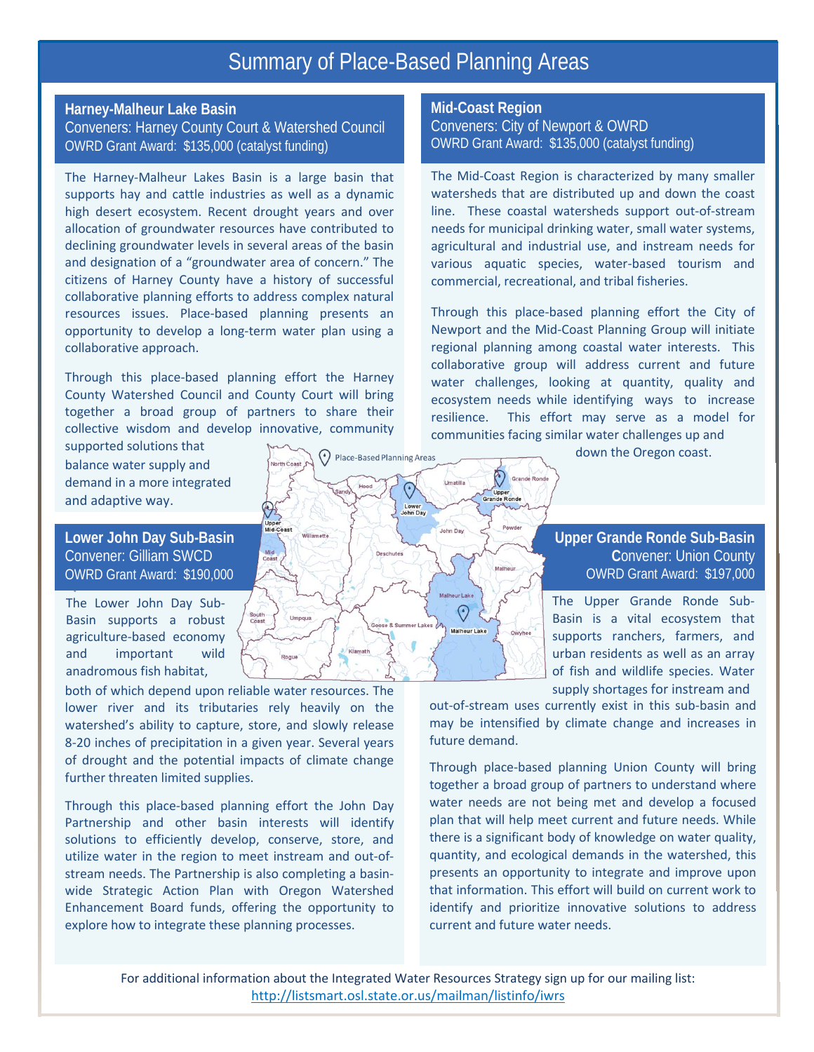# Summary of Place-Based Planning Areas

## Harney-Malheur Lake Basin

Conveners: Harney County Court & Watershed Council
OWRD Grant Award: $135,000 (catalyst funding)

The Harney-Malheur Lakes Basin is a large basin that supports hay and cattle industries as well as a dynamic high desert ecosystem. Recent drought years and over allocation of groundwater resources have contributed to declining groundwater levels in several areas of the basin and designation of a "groundwater area of concern." The citizens of Harney County have a history of successful collaborative planning efforts to address complex natural resources issues. Place-based planning presents an opportunity to develop a long-term water plan using a collaborative approach.

Through this place-based planning effort the Harney County Watershed Council and County Court will bring together a broad group of partners to share their collective wisdom and develop innovative, community supported solutions that balance water supply and demand in a more integrated and adaptive way.

## Lower John Day Sub-Basin

Convener: Gilliam SWCD
OWRD Grant Award: $190,000

The Lower John Day Sub-Basin supports a robust agriculture-based economy and important wild anadromous fish habitat, both of which depend upon reliable water resources. The lower river and its tributaries rely heavily on the watershed's ability to capture, store, and slowly release 8-20 inches of precipitation in a given year. Several years of drought and the potential impacts of climate change further threaten limited supplies.

Through this place-based planning effort the John Day Partnership and other basin interests will identify solutions to efficiently develop, conserve, store, and utilize water in the region to meet instream and out-of-stream needs. The Partnership is also completing a basin-wide Strategic Action Plan with Oregon Watershed Enhancement Board funds, offering the opportunity to explore how to integrate these planning processes.

## Mid-Coast Region

Conveners: City of Newport & OWRD
OWRD Grant Award: $135,000 (catalyst funding)

The Mid-Coast Region is characterized by many smaller watersheds that are distributed up and down the coast line. These coastal watersheds support out-of-stream needs for municipal drinking water, small water systems, agricultural and industrial use, and instream needs for various aquatic species, water-based tourism and commercial, recreational, and tribal fisheries.

Through this place-based planning effort the City of Newport and the Mid-Coast Planning Group will initiate regional planning among coastal water interests. This collaborative group will address current and future water challenges, looking at quantity, quality and ecosystem needs while identifying ways to increase resilience. This effort may serve as a model for communities facing similar water challenges up and down the Oregon coast.

Place-Based Planning Areas

North Coast, Sandy, Hood, Lower John Day, Umatilla, Upper Grande Ronde, Grande Ronde, Upper Mid-Coast, Willamette, John Day, Powder, Mid Coast, Deschutes, Malheur, Malheur Lake, South Coast, Umpqua, Goose & Summer Lakes, Malheur Lake, Owyhee, Rogue, Klamath

## Upper Grande Ronde Sub-Basin

Convener: Union County
OWRD Grant Award: $197,000

The Upper Grande Ronde Sub-Basin is a vital ecosystem that supports ranchers, farmers, and urban residents as well as an array of fish and wildlife species. Water supply shortages for instream and out-of-stream uses currently exist in this sub-basin and may be intensified by climate change and increases in future demand.

Through place-based planning Union County will bring together a broad group of partners to understand where water needs are not being met and develop a focused plan that will help meet current and future needs. While there is a significant body of knowledge on water quality, quantity, and ecological demands in the watershed, this presents an opportunity to integrate and improve upon that information. This effort will build on current work to identify and prioritize innovative solutions to address current and future water needs.

For additional information about the Integrated Water Resources Strategy sign up for our mailing list: http://listsmart.osl.state.or.us/mailman/listinfo/iwrs